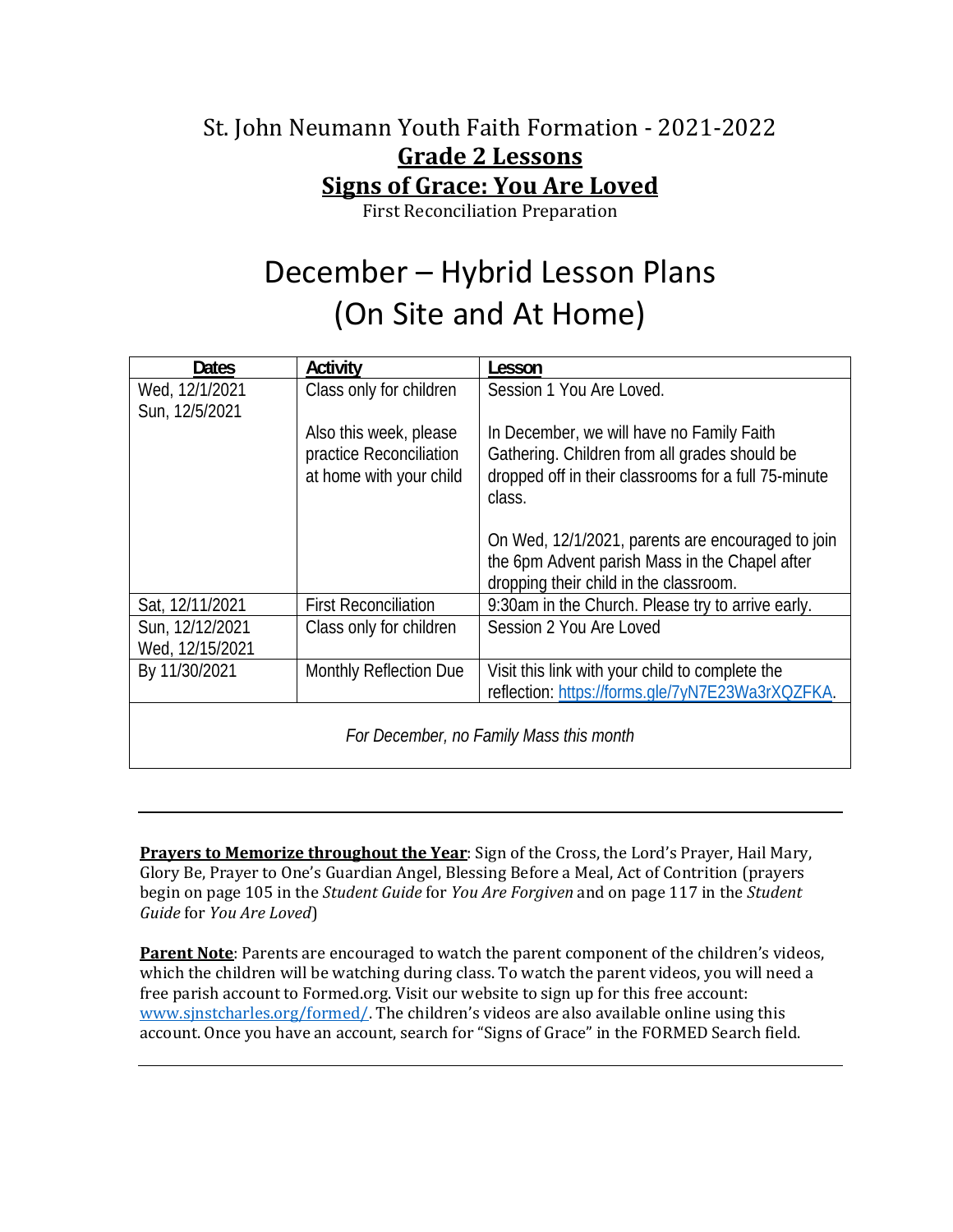St. John Neumann Youth Faith Formation - 2021-2022

# Grade 2 Lessons

# Signs of Grace: You Are Loved

First Reconciliation Preparation

# December – Hybrid Lesson Plans (On Site and At Home)

| Dates | Activity | Lesson |
|---|---|---|
| Wed, 12/1/2021<br>Sun, 12/5/2021 | Class only for children<br><br>Also this week, please practice Reconciliation at home with your child | Session 1 You Are Loved.<br><br>In December, we will have no Family Faith Gathering. Children from all grades should be dropped off in their classrooms for a full 75-minute class.<br><br>On Wed, 12/1/2021, parents are encouraged to join the 6pm Advent parish Mass in the Chapel after dropping their child in the classroom. |
| Sat, 12/11/2021 | First Reconciliation | 9:30am in the Church. Please try to arrive early. |
| Sun, 12/12/2021<br>Wed, 12/15/2021 | Class only for children | Session 2 You Are Loved |
| By 11/30/2021 | Monthly Reflection Due | Visit this link with your child to complete the reflection: https://forms.gle/7yN7E23Wa3rXQZFKA. |
| *For December, no Family Mass this month* | | |

---

**Prayers to Memorize throughout the Year**: Sign of the Cross, the Lord's Prayer, Hail Mary, Glory Be, Prayer to One's Guardian Angel, Blessing Before a Meal, Act of Contrition (prayers begin on page 105 in the *Student Guide* for *You Are Forgiven* and on page 117 in the *Student Guide* for *You Are Loved*)

**Parent Note**: Parents are encouraged to watch the parent component of the children's videos, which the children will be watching during class. To watch the parent videos, you will need a free parish account to Formed.org. Visit our website to sign up for this free account: www.sjnstcharles.org/formed/. The children's videos are also available online using this account. Once you have an account, search for "Signs of Grace" in the FORMED Search field.

---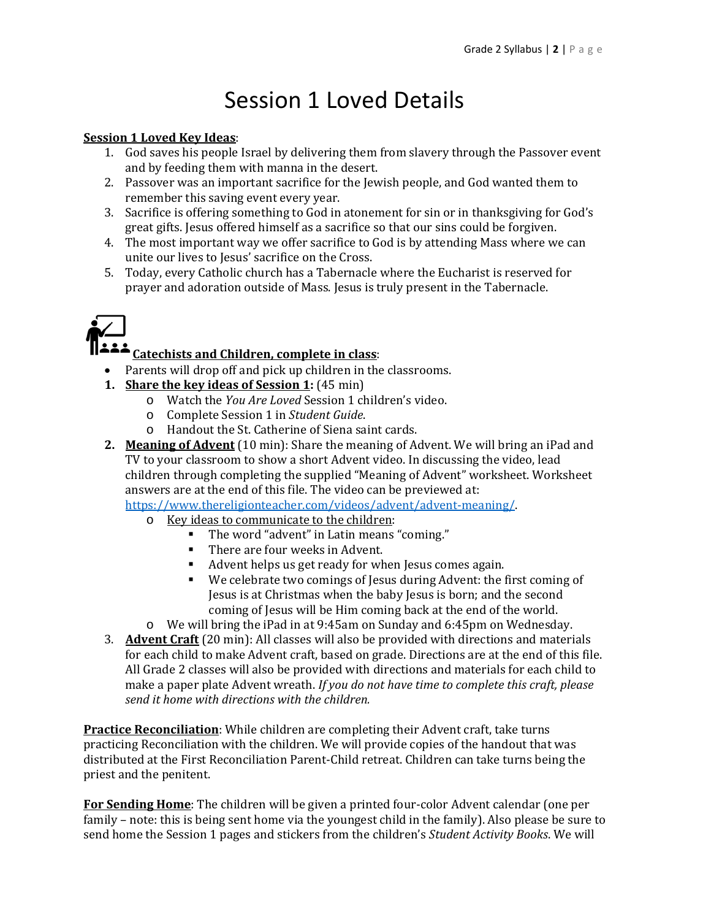# Session 1 Loved Details

**Session 1 Loved Key Ideas**:

1. God saves his people Israel by delivering them from slavery through the Passover event and by feeding them with manna in the desert.
2. Passover was an important sacrifice for the Jewish people, and God wanted them to remember this saving event every year.
3. Sacrifice is offering something to God in atonement for sin or in thanksgiving for God's great gifts. Jesus offered himself as a sacrifice so that our sins could be forgiven.
4. The most important way we offer sacrifice to God is by attending Mass where we can unite our lives to Jesus' sacrifice on the Cross.
5. Today, every Catholic church has a Tabernacle where the Eucharist is reserved for prayer and adoration outside of Mass. Jesus is truly present in the Tabernacle.

**Catechists and Children, complete in class**:

- Parents will drop off and pick up children in the classrooms.

1. **Share the key ideas of Session 1:** (45 min)
   - Watch the *You Are Loved* Session 1 children's video.
   - Complete Session 1 in *Student Guide*.
   - Handout the St. Catherine of Siena saint cards.
2. **Meaning of Advent** (10 min): Share the meaning of Advent. We will bring an iPad and TV to your classroom to show a short Advent video. In discussing the video, lead children through completing the supplied "Meaning of Advent" worksheet. Worksheet answers are at the end of this file. The video can be previewed at: https://www.thereligionteacher.com/videos/advent/advent-meaning/.
   - Key ideas to communicate to the children:
     - The word "advent" in Latin means "coming."
     - There are four weeks in Advent.
     - Advent helps us get ready for when Jesus comes again.
     - We celebrate two comings of Jesus during Advent: the first coming of Jesus is at Christmas when the baby Jesus is born; and the second coming of Jesus will be Him coming back at the end of the world.
   - We will bring the iPad in at 9:45am on Sunday and 6:45pm on Wednesday.
3. **Advent Craft** (20 min): All classes will also be provided with directions and materials for each child to make Advent craft, based on grade. Directions are at the end of this file. All Grade 2 classes will also be provided with directions and materials for each child to make a paper plate Advent wreath. *If you do not have time to complete this craft, please send it home with directions with the children.*

**Practice Reconciliation**: While children are completing their Advent craft, take turns practicing Reconciliation with the children. We will provide copies of the handout that was distributed at the First Reconciliation Parent-Child retreat. Children can take turns being the priest and the penitent.

**For Sending Home**: The children will be given a printed four-color Advent calendar (one per family – note: this is being sent home via the youngest child in the family). Also please be sure to send home the Session 1 pages and stickers from the children's *Student Activity Books*. We will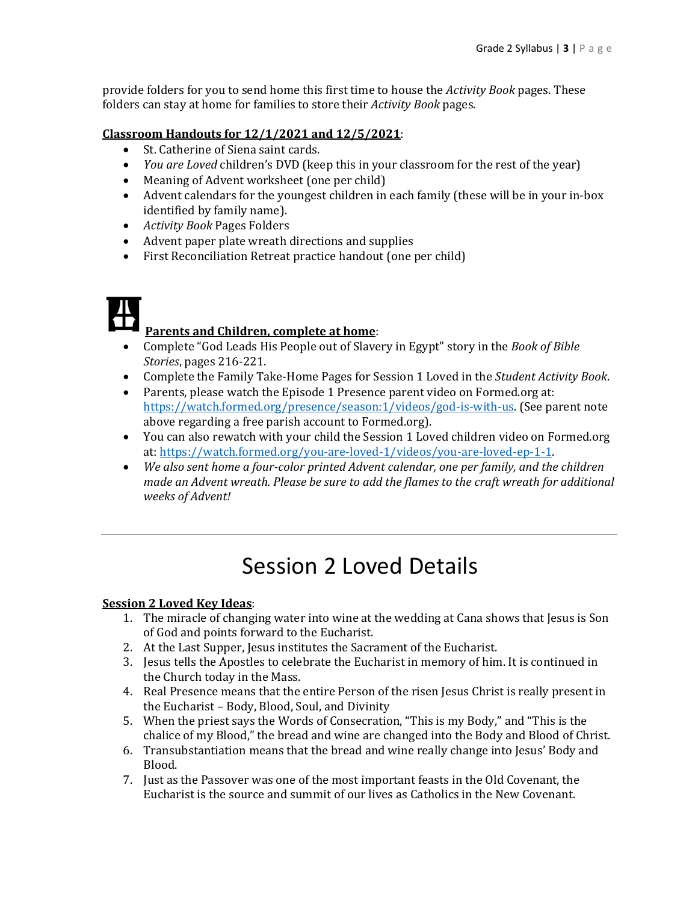provide folders for you to send home this first time to house the *Activity Book* pages. These folders can stay at home for families to store their *Activity Book* pages.

**Classroom Handouts for 12/1/2021 and 12/5/2021**:

- St. Catherine of Siena saint cards.
- *You are Loved* children's DVD (keep this in your classroom for the rest of the year)
- Meaning of Advent worksheet (one per child)
- Advent calendars for the youngest children in each family (these will be in your in-box identified by family name).
- *Activity Book* Pages Folders
- Advent paper plate wreath directions and supplies
- First Reconciliation Retreat practice handout (one per child)

**Parents and Children, complete at home**:

- Complete "God Leads His People out of Slavery in Egypt" story in the *Book of Bible Stories*, pages 216-221.
- Complete the Family Take-Home Pages for Session 1 Loved in the *Student Activity Book*.
- Parents, please watch the Episode 1 Presence parent video on Formed.org at: https://watch.formed.org/presence/season:1/videos/god-is-with-us. (See parent note above regarding a free parish account to Formed.org).
- You can also rewatch with your child the Session 1 Loved children video on Formed.org at: https://watch.formed.org/you-are-loved-1/videos/you-are-loved-ep-1-1.
- *We also sent home a four-color printed Advent calendar, one per family, and the children made an Advent wreath. Please be sure to add the flames to the craft wreath for additional weeks of Advent!*

---

# Session 2 Loved Details

**Session 2 Loved Key Ideas**:

1. The miracle of changing water into wine at the wedding at Cana shows that Jesus is Son of God and points forward to the Eucharist.
2. At the Last Supper, Jesus institutes the Sacrament of the Eucharist.
3. Jesus tells the Apostles to celebrate the Eucharist in memory of him. It is continued in the Church today in the Mass.
4. Real Presence means that the entire Person of the risen Jesus Christ is really present in the Eucharist – Body, Blood, Soul, and Divinity
5. When the priest says the Words of Consecration, "This is my Body," and "This is the chalice of my Blood," the bread and wine are changed into the Body and Blood of Christ.
6. Transubstantiation means that the bread and wine really change into Jesus' Body and Blood.
7. Just as the Passover was one of the most important feasts in the Old Covenant, the Eucharist is the source and summit of our lives as Catholics in the New Covenant.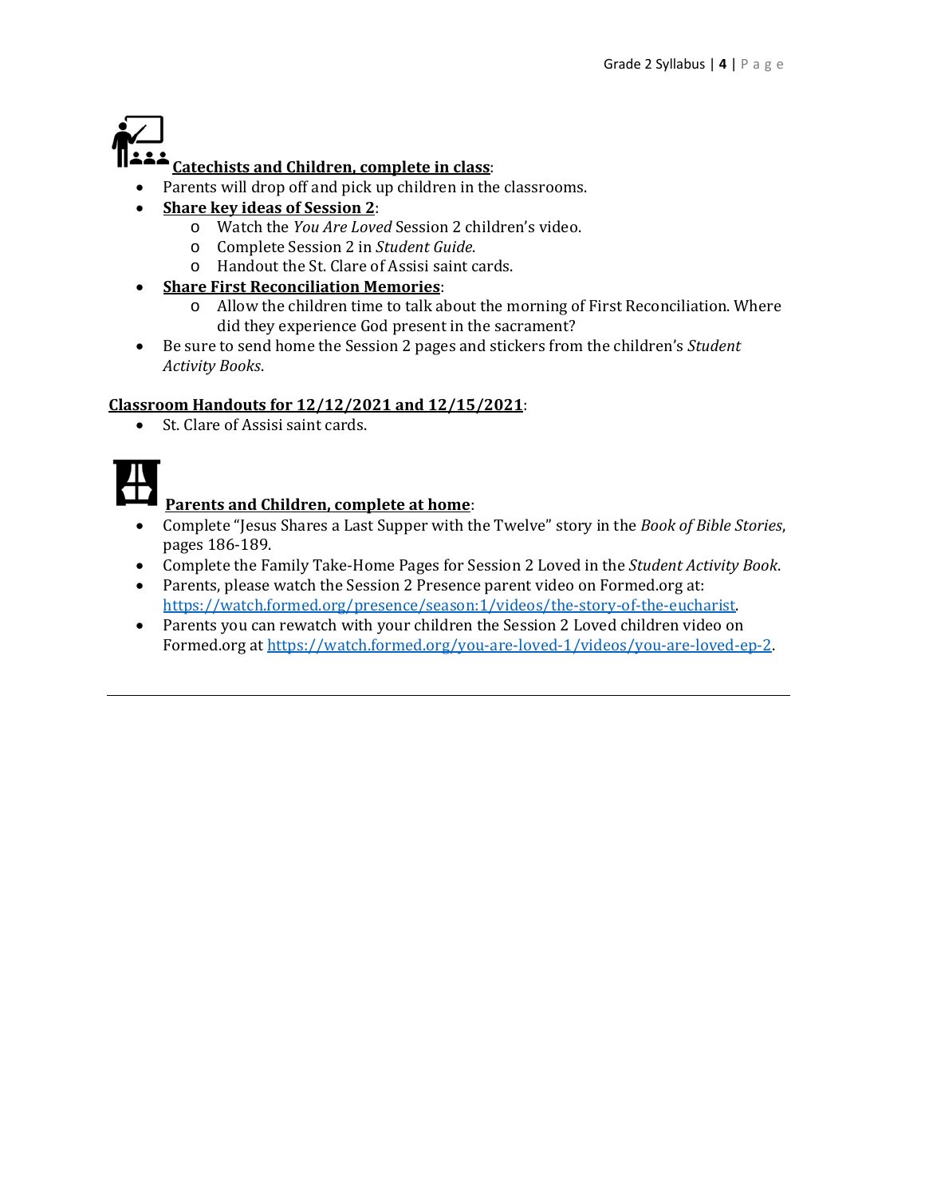**Catechists and Children, complete in class**:

- Parents will drop off and pick up children in the classrooms.
- **Share key ideas of Session 2**:
  - Watch the *You Are Loved* Session 2 children's video.
  - Complete Session 2 in *Student Guide*.
  - Handout the St. Clare of Assisi saint cards.
- **Share First Reconciliation Memories**:
  - Allow the children time to talk about the morning of First Reconciliation. Where did they experience God present in the sacrament?
- Be sure to send home the Session 2 pages and stickers from the children's *Student Activity Books*.

**Classroom Handouts for 12/12/2021 and 12/15/2021**:

- St. Clare of Assisi saint cards.

**Parents and Children, complete at home**:

- Complete "Jesus Shares a Last Supper with the Twelve" story in the *Book of Bible Stories*, pages 186-189.
- Complete the Family Take-Home Pages for Session 2 Loved in the *Student Activity Book*.
- Parents, please watch the Session 2 Presence parent video on Formed.org at: https://watch.formed.org/presence/season:1/videos/the-story-of-the-eucharist.
- Parents you can rewatch with your children the Session 2 Loved children video on Formed.org at https://watch.formed.org/you-are-loved-1/videos/you-are-loved-ep-2.

---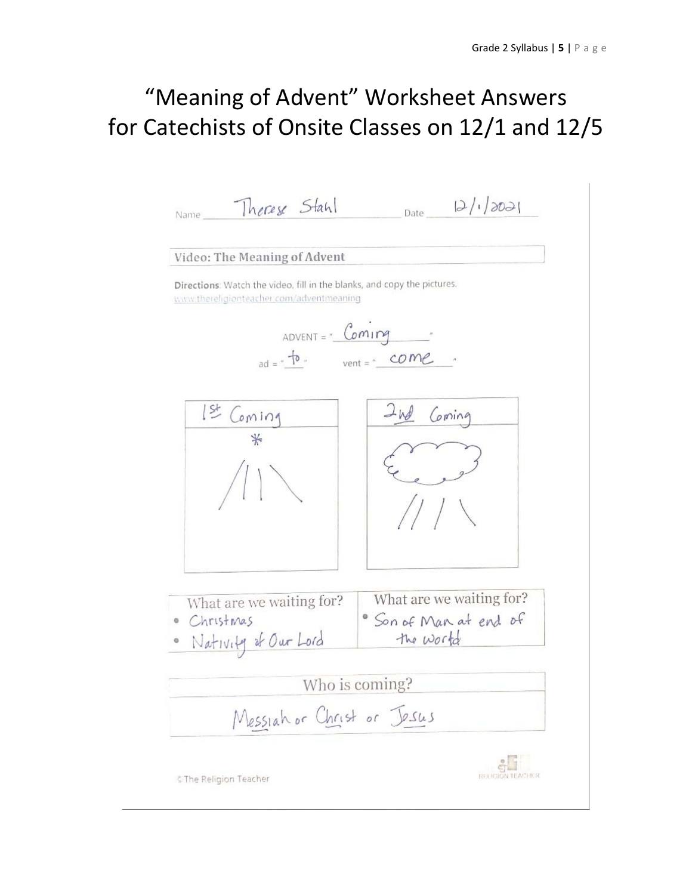# "Meaning of Advent" Worksheet Answers for Catechists of Onsite Classes on 12/1 and 12/5

Name: Therese Stahl Date: 12/1/2021

**Video: The Meaning of Advent**

**Directions**: Watch the video, fill in the blanks, and copy the pictures.
www.thereligionteacher.com/adventmeaning

ADVENT = "Coming"

ad = "to" vent = "come"

| 1st Coming | 2nd Coming |
| --- | --- |
| | |

| What are we waiting for? | What are we waiting for? |
| --- | --- |
| • Christmas<br>• Nativity of Our Lord | • Son of Man at end of the world |

| Who is coming? |
| --- |
| Messiah or Christ or Jesus |

© The Religion Teacher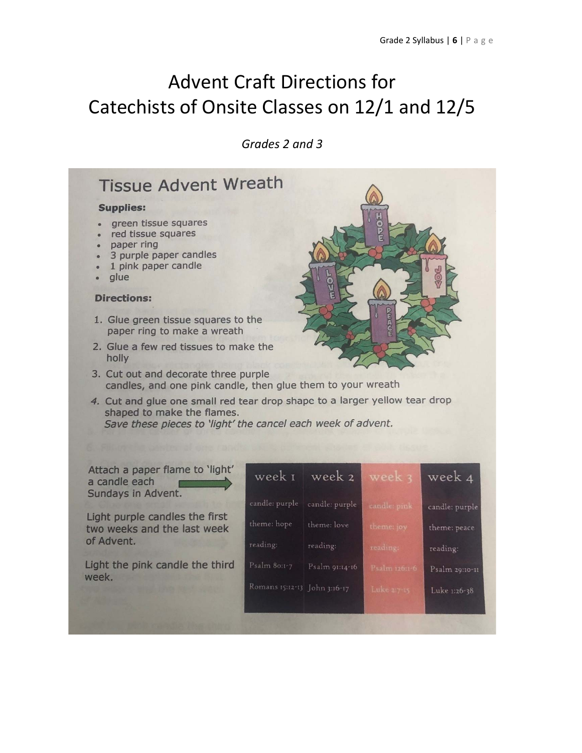# Advent Craft Directions for Catechists of Onsite Classes on 12/1 and 12/5

*Grades 2 and 3*

## Tissue Advent Wreath

**Supplies:**

- green tissue squares
- red tissue squares
- paper ring
- 3 purple paper candles
- 1 pink paper candle
- glue

**Directions:**

1. Glue green tissue squares to the paper ring to make a wreath
2. Glue a few red tissues to make the holly
3. Cut out and decorate three purple candles, and one pink candle, then glue them to your wreath
4. Cut and glue one small red tear drop shape to a larger yellow tear drop shaped to make the flames.
   *Save these pieces to 'light' the cancel each week of advent.*

Attach a paper flame to 'light' a candle each Sundays in Advent.

Light purple candles the first two weeks and the last week of Advent.

Light the pink candle the third week.

| week 1 | week 2 | week 3 | week 4 |
|---|---|---|---|
| candle: purple | candle: purple | candle: pink | candle: purple |
| theme: hope | theme: love | theme: joy | theme: peace |
| reading: | reading: | reading: | reading: |
| Psalm 80:1-7 | Psalm 91:14-16 | Psalm 126:1-6 | Psalm 29:10-11 |
| Romans 15:12-13 | John 3:16-17 | Luke 2:7-15 | Luke 1:26-38 |